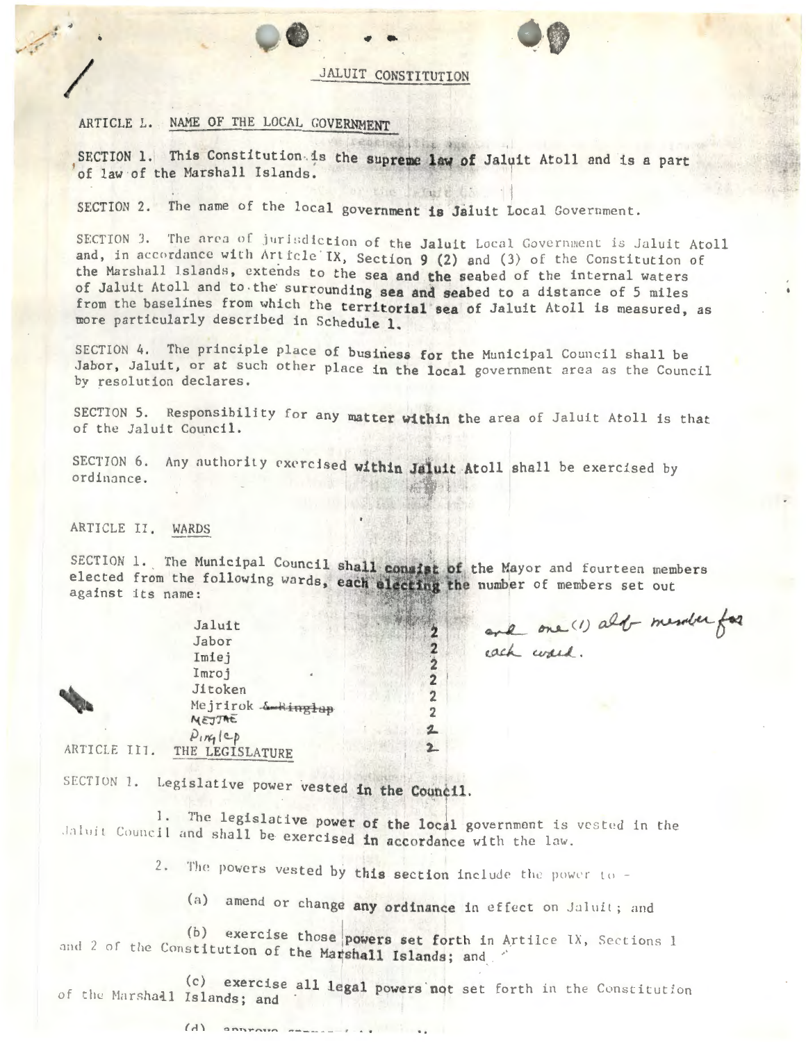# JALUIT CONSTITUTION

## ARTICLE I. NAME OF THE LOCAL GOVERNMENT

SECTION 1. This Constitution is the supreme law of Jaluit Atoll and is a part of law of the Marshall Islands.

SECTION 2. The name of the local government is Jaluit Local Government.

SECTION 3. The area of jurisdiction of the Jaluit Local Government is Jaluit Atoll and, in accordance with Article IX, Section 9 (2) and (3) of the Constitution of the Marshall Islands, extends to the sea and the seabed of the internal waters of Jaluit Atoll and to the surrounding sea and seabed to a distance of 5 miles from the baselines from which the territorial sea of Jaluit Atoll is measured, as more particularly described in Schedule 1.

SECTION 4. The principle place of business for the Municipal Council shall be Jabor, Jaluit, or at such other place in the local government area as the Council by resolution declares.

SECTION 5. Responsibility for any matter within the area of Jaluit Atoll is that of the Jaluit Council.

SECTION 6. Any authority exercised within Jaluit Atoll shall be exercised by ordinance.

## ARTICLE II. WARDS

SECTION 1. The Municipal Council shall consist of the Mayor and fourteen members elected from the following wards, each electing the number of members set out against its name:

| | |
|---|---|
| Jaluit | 2 |
| Jabor | 2 |
| Imiej | 2 |
| Imroj | 2 |
| Jitoken | 2 |
| Mejrirok ~~& Ringlap~~ | 2 |
| MEJJAE | 2 |
| Pinglep | 2 |

and one (1) alt- member for each ward.

## ARTICLE III. THE LEGISLATURE

SECTION 1. Legislative power vested in the Council.

1. The legislative power of the local government is vested in the Jaluit Council and shall be exercised in accordance with the law.

2. The powers vested by this section include the power to -

(a) amend or change any ordinance in effect on Jaluit; and

(b) exercise those powers set forth in Artilce IX, Sections 1 and 2 of the Constitution of the Marshall Islands; and

(c) exercise all legal powers not set forth in the Constitution of the Marshall Islands; and

(d) approve ...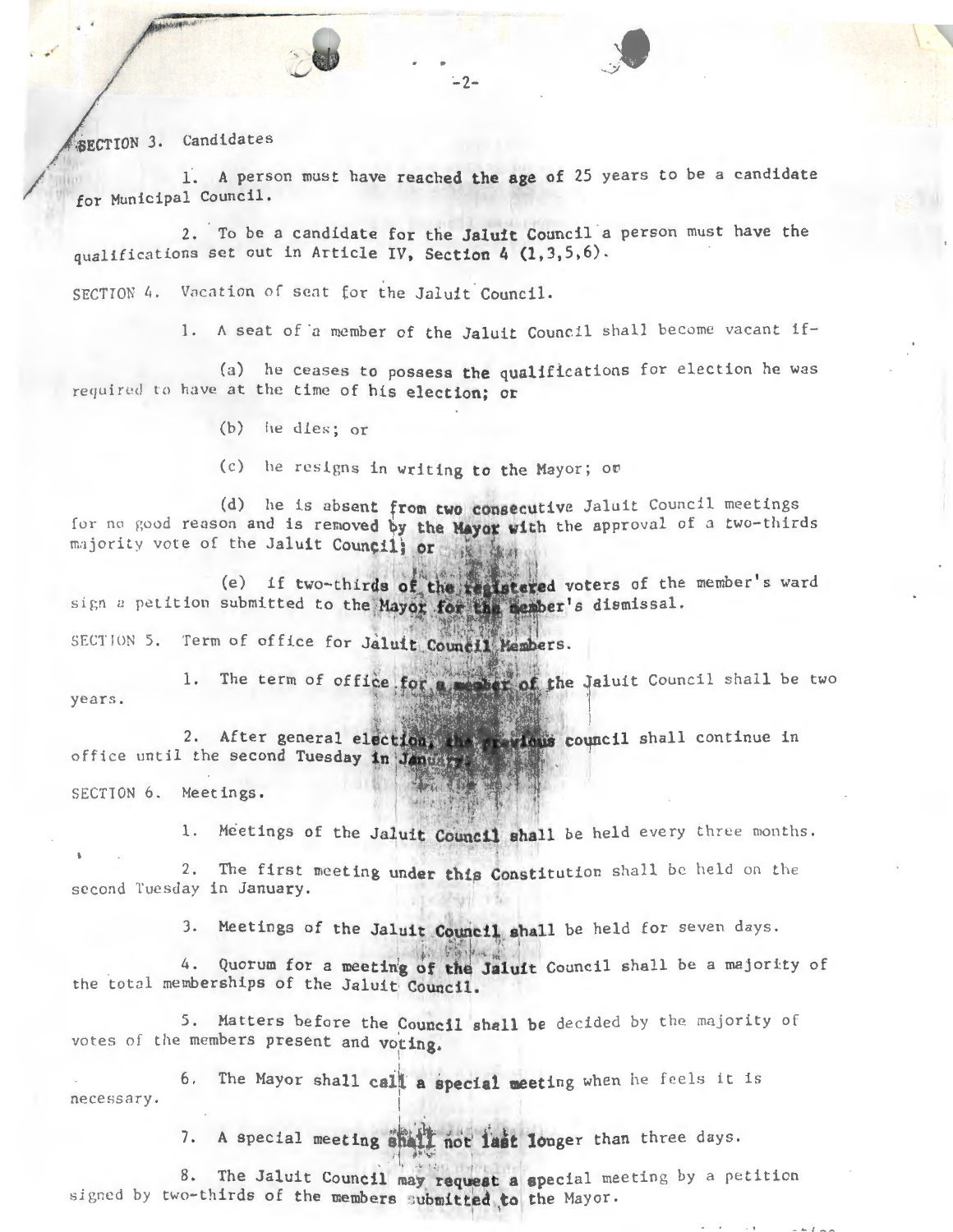SECTION 3. Candidates

1. A person must have reached the age of 25 years to be a candidate for Municipal Council.

2. To be a candidate for the Jaluit Council a person must have the qualifications set out in Article IV, Section 4 (1,3,5,6).

SECTION 4. Vacation of seat for the Jaluit Council.

1. A seat of a member of the Jaluit Council shall become vacant if-

(a) he ceases to possess the qualifications for election he was required to have at the time of his election; or

(b) he dies; or

(c) he resigns in writing to the Mayor; or

(d) he is absent from two consecutive Jaluit Council meetings for no good reason and is removed by the Mayor with the approval of a two-thirds majority vote of the Jaluit Council; or

(e) if two-thirds of the registered voters of the member's ward sign a petition submitted to the Mayor for the member's dismissal.

SECTION 5. Term of office for Jaluit Council Members.

1. The term of office for a member of the Jaluit Council shall be two years.

2. After general election, the previous council shall continue in office until the second Tuesday in January.

SECTION 6. Meetings.

1. Meetings of the Jaluit Council shall be held every three months.

2. The first meeting under this Constitution shall be held on the second Tuesday in January.

3. Meetings of the Jaluit Council shall be held for seven days.

4. Quorum for a meeting of the Jaluit Council shall be a majority of the total memberships of the Jaluit Council.

5. Matters before the Council shall be decided by the majority of votes of the members present and voting.

6. The Mayor shall call a special meeting when he feels it is necessary.

7. A special meeting shall not last longer than three days.

8. The Jaluit Council may request a special meeting by a petition signed by two-thirds of the members submitted to the Mayor.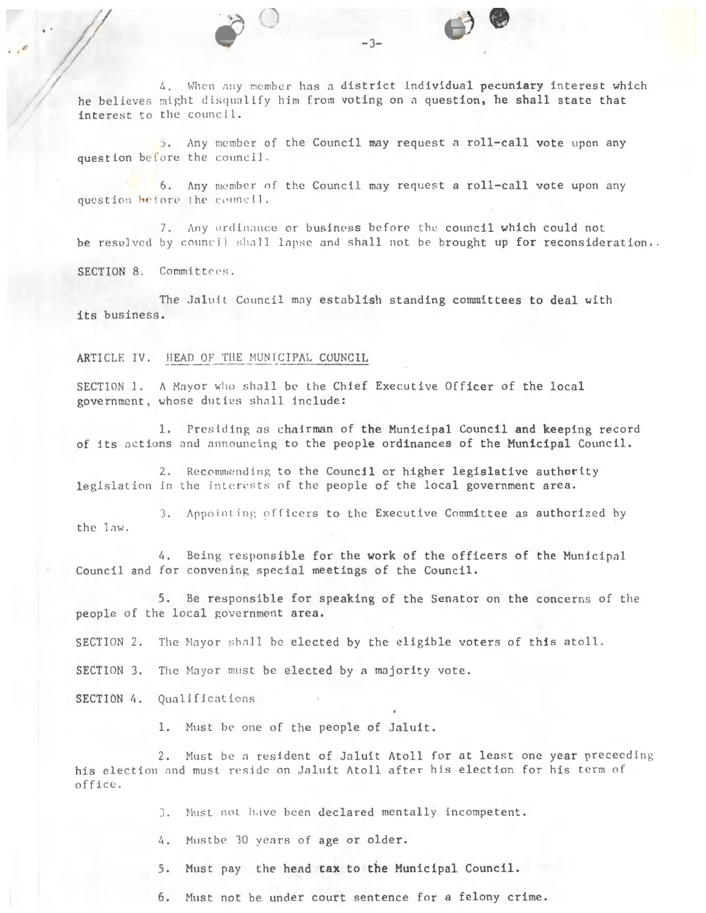4. When any member has a district individual pecuniary interest which he believes might disqualify him from voting on a question, he shall state that interest to the council.

5. Any member of the Council may request a roll-call vote upon any question before the council.

6. Any member of the Council may request a roll-call vote upon any question before the council.

7. Any ordinance or business before the council which could not be resolved by council shall lapse and shall not be brought up for reconsideration..

SECTION 8. Committees.

The Jaluit Council may establish standing committees to deal with its business.

ARTICLE IV. HEAD OF THE MUNICIPAL COUNCIL

SECTION 1. A Mayor who shall be the Chief Executive Officer of the local government, whose duties shall include:

1. Presiding as chairman of the Municipal Council and keeping record of its actions and announcing to the people ordinances of the Municipal Council.

2. Recommending to the Council or higher legislative authority legislation in the interests of the people of the local government area.

3. Appointing officers to the Executive Committee as authorized by the law.

4. Being responsible for the work of the officers of the Municipal Council and for convening special meetings of the Council.

5. Be responsible for speaking of the Senator on the concerns of the people of the local government area.

SECTION 2. The Mayor shall be elected by the eligible voters of this atoll.

SECTION 3. The Mayor must be elected by a majority vote.

SECTION 4. Qualifications

1. Must be one of the people of Jaluit.

2. Must be a resident of Jaluit Atoll for at least one year preceeding his election and must reside on Jaluit Atoll after his election for his term of office.

3. Must not have been declared mentally incompetent.

4. Mustbe 30 years of age or older.

5. Must pay the head tax to the Municipal Council.

6. Must not be under court sentence for a felony crime.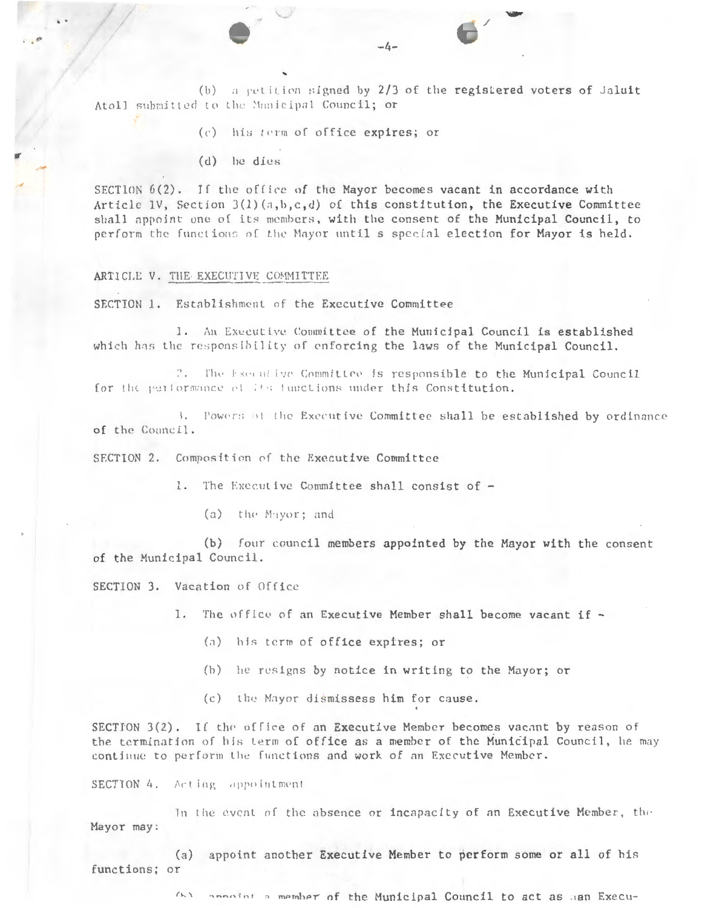(b) a petition signed by 2/3 of the registered voters of Jaluit Atoll submitted to the Municipal Council; or

(c) his term of office expires; or

(d) he dies

SECTION 6(2). If the office of the Mayor becomes vacant in accordance with Article IV, Section 3(1)(a,b,c,d) of this constitution, the Executive Committee shall appoint one of its members, with the consent of the Municipal Council, to perform the functions of the Mayor until s special election for Mayor is held.

ARTICLE V. THE EXECUTIVE COMMITTEE

SECTION 1. Establishment of the Executive Committee

1. An Executive Committee of the Municipal Council is established which has the responsibility of enforcing the laws of the Municipal Council.

2. The Executive Committee is responsible to the Municipal Council for the performance of its functions under this Constitution.

3. Powers of the Executive Committee shall be established by ordinance of the Council.

SECTION 2. Composition of the Executive Committee

1. The Executive Committee shall consist of -

(a) the Mayor; and

(b) four council members appointed by the Mayor with the consent of the Municipal Council.

SECTION 3. Vacation of Office

1. The office of an Executive Member shall become vacant if -

(a) his term of office expires; or

(b) he resigns by notice in writing to the Mayor; or

(c) the Mayor dismissess him for cause.

SECTION 3(2). If the office of an Executive Member becomes vacant by reason of the termination of his term of office as a member of the Municipal Council, he may continue to perform the functions and work of an Executive Member.

SECTION 4. Acting appointment

In the event of the absence or incapacity of an Executive Member, the Mayor may:

(a) appoint another Executive Member to perform some or all of his functions; or

(b) appoint a member of the Municipal Council to act as aan Execu-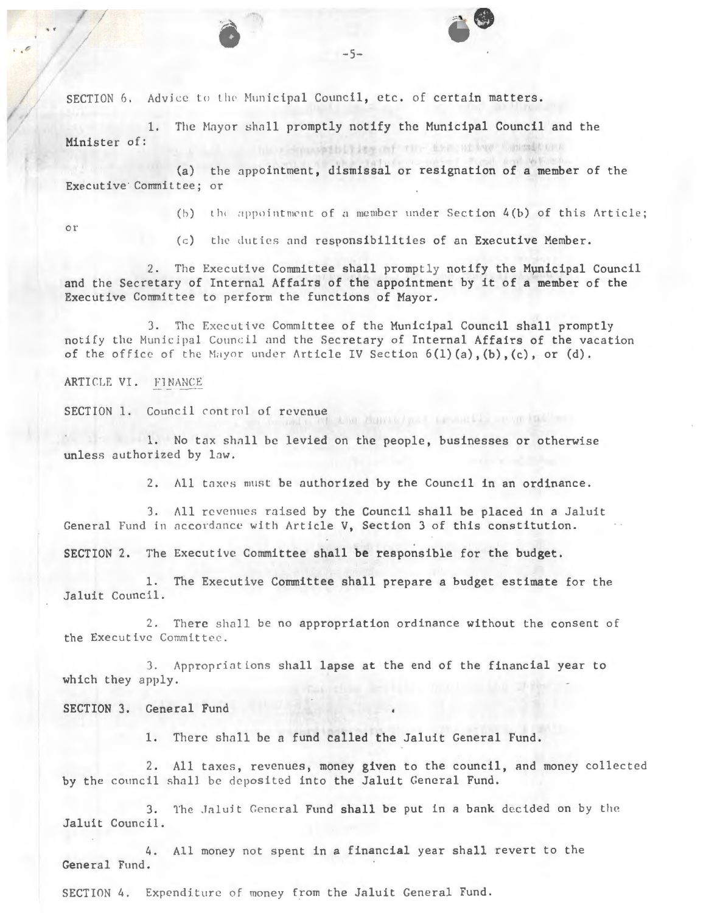SECTION 6. Advice to the Municipal Council, etc. of certain matters.

1. The Mayor shall promptly notify the Municipal Council and the Minister of:

(a) the appointment, dismissal or resignation of a member of the Executive Committee; or

(b) the appointment of a member under Section 4(b) of this Article; or

(c) the duties and responsibilities of an Executive Member.

2. The Executive Committee shall promptly notify the Municipal Council and the Secretary of Internal Affairs of the appointment by it of a member of the Executive Committee to perform the functions of Mayor.

3. The Executive Committee of the Municipal Council shall promptly notify the Municipal Council and the Secretary of Internal Affairs of the vacation of the office of the Mayor under Article IV Section 6(1)(a),(b),(c), or (d).

ARTICLE VI. FINANCE

SECTION 1. Council control of revenue

1. No tax shall be levied on the people, businesses or otherwise unless authorized by law.

2. All taxes must be authorized by the Council in an ordinance.

3. All revenues raised by the Council shall be placed in a Jaluit General Fund in accordance with Article V, Section 3 of this constitution.

SECTION 2. The Executive Committee shall be responsible for the budget.

1. The Executive Committee shall prepare a budget estimate for the Jaluit Council.

2. There shall be no appropriation ordinance without the consent of the Executive Committee.

3. Appropriations shall lapse at the end of the financial year to which they apply.

SECTION 3. General Fund

1. There shall be a fund called the Jaluit General Fund.

2. All taxes, revenues, money given to the council, and money collected by the council shall be deposited into the Jaluit General Fund.

3. The Jaluit General Fund shall be put in a bank decided on by the Jaluit Council.

4. All money not spent in a financial year shall revert to the General Fund.

SECTION 4. Expenditure of money from the Jaluit General Fund.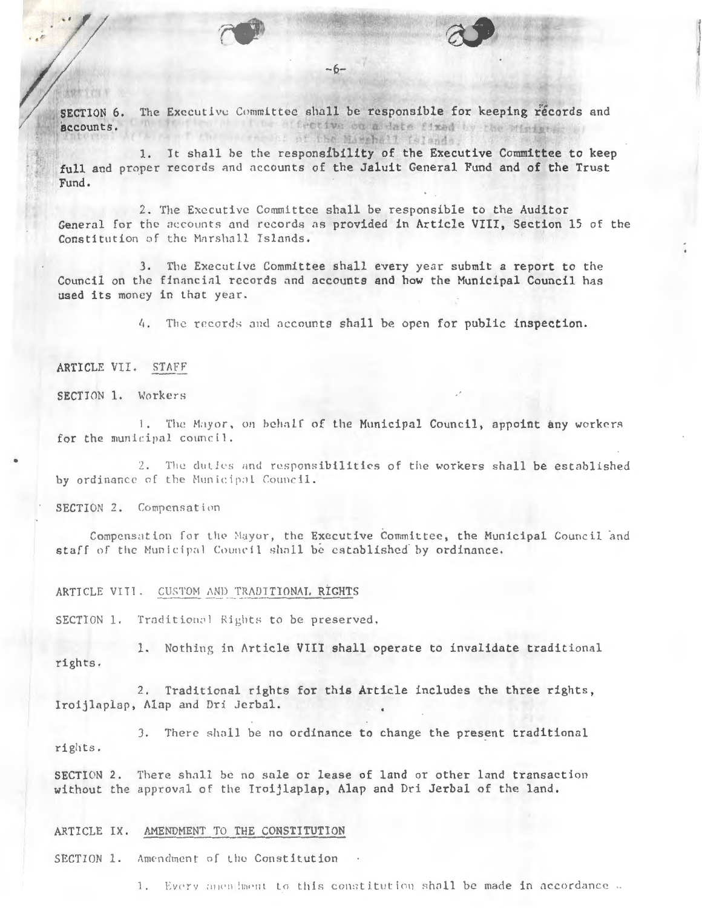**SECTION 6.** The Executive Committee shall be responsible for keeping records and accounts.

1. It shall be the responsibility of the Executive Committee to keep full and proper records and accounts of the Jaluit General Fund and of the Trust Fund.

2. The Executive Committee shall be responsible to the Auditor General for the accounts and records as provided in Article VIII, Section 15 of the Constitution of the Marshall Islands.

3. The Executive Committee shall every year submit a report to the Council on the financial records and accounts and how the Municipal Council has used its money in that year.

4. The records and accounts shall be open for public inspection.

## ARTICLE VII. STAFF

SECTION 1. Workers

1. The Mayor, on behalf of the Municipal Council, appoint any workers for the municipal council.

2. The duties and responsibilities of the workers shall be established by ordinance of the Municipal Council.

SECTION 2. Compensation

Compensation for the Mayor, the Executive Committee, the Municipal Council and staff of the Municipal Council shall be established by ordinance.

## ARTICLE VIII. CUSTOM AND TRADITIONAL RIGHTS

SECTION 1. Traditional Rights to be preserved.

1. Nothing in Article VIII shall operate to invalidate traditional rights.

2. Traditional rights for this Article includes the three rights, Iroijlaplap, Alap and Dri Jerbal.

3. There shall be no ordinance to change the present traditional rights.

SECTION 2. There shall be no sale or lease of land or other land transaction without the approval of the Iroijlaplap, Alap and Dri Jerbal of the land.

## ARTICLE IX. AMENDMENT TO THE CONSTITUTION

SECTION 1. Amendment of the Constitution

1. Every amendment to this constitution shall be made in accordance ..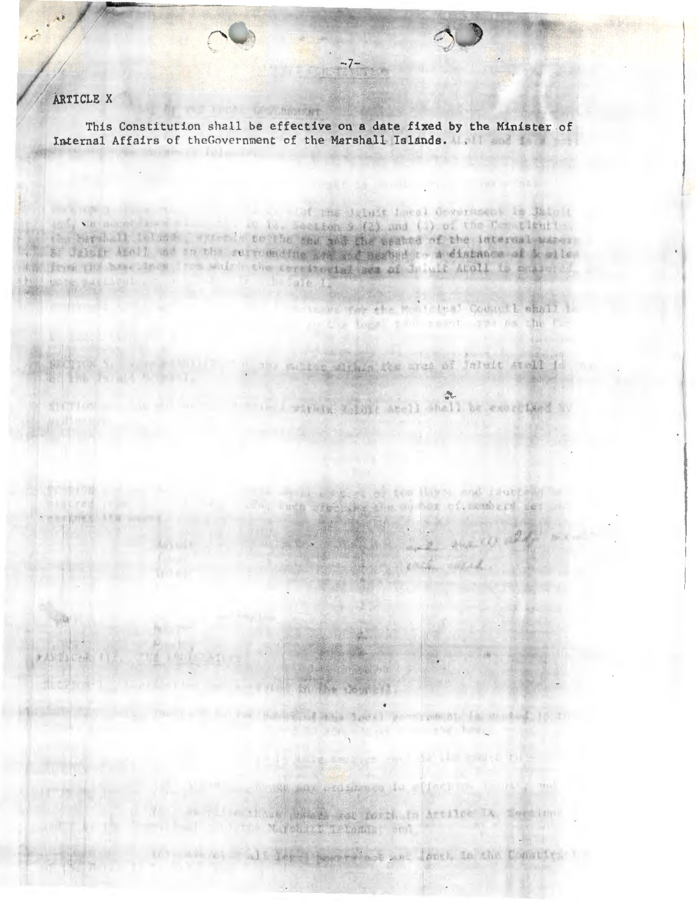## ARTICLE X

This Constitution shall be effective on a date fixed by the Minister of Internal Affairs of theGovernment of the Marshall Islands.